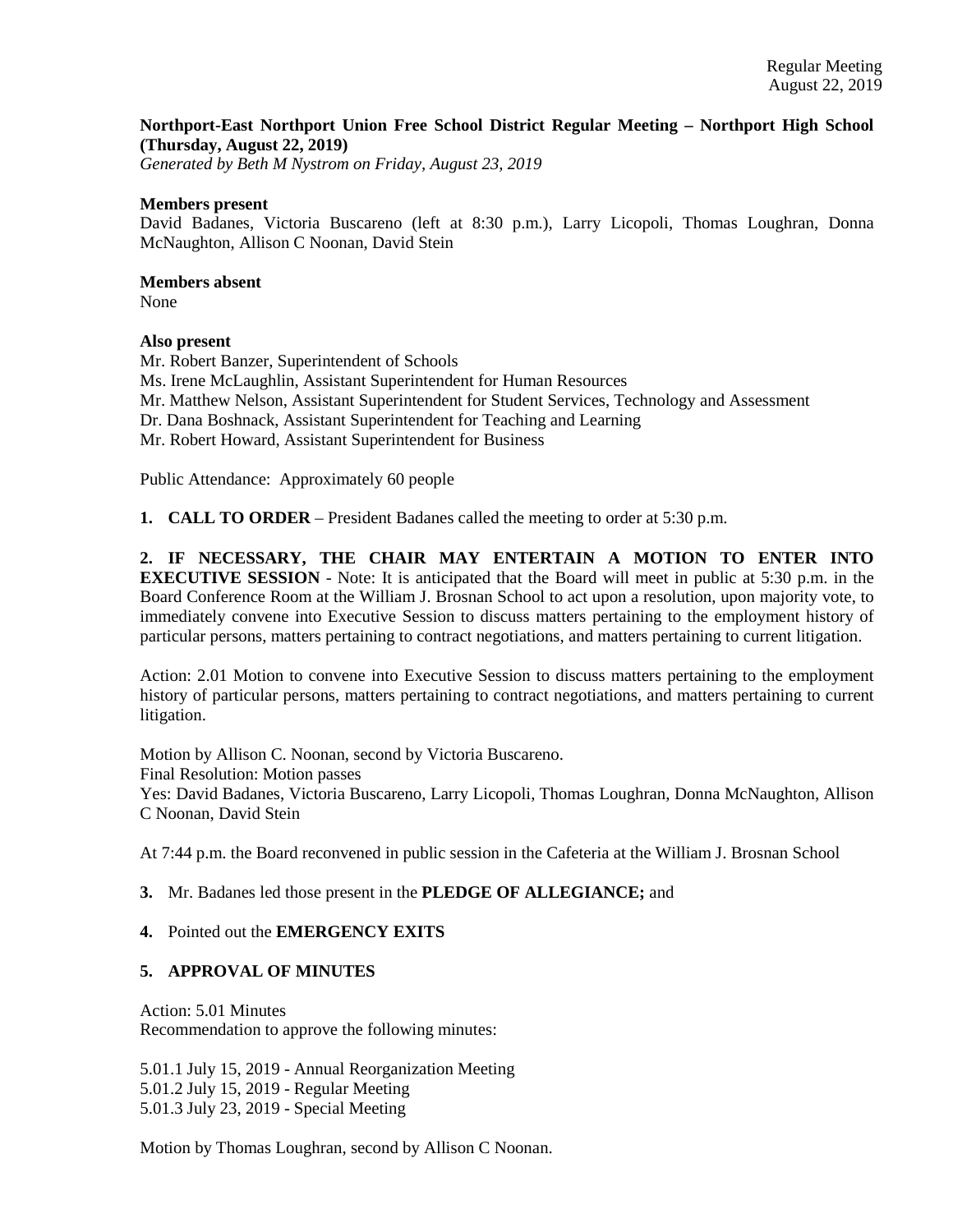Regular Meeting
August 22, 2019

**Northport-East Northport Union Free School District Regular Meeting – Northport High School (Thursday, August 22, 2019)**
*Generated by Beth M Nystrom on Friday, August 23, 2019*

**Members present**
David Badanes, Victoria Buscareno (left at 8:30 p.m.), Larry Licopoli, Thomas Loughran, Donna McNaughton, Allison C Noonan, David Stein

**Members absent**
None

**Also present**
Mr. Robert Banzer, Superintendent of Schools
Ms. Irene McLaughlin, Assistant Superintendent for Human Resources
Mr. Matthew Nelson, Assistant Superintendent for Student Services, Technology and Assessment
Dr. Dana Boshnack, Assistant Superintendent for Teaching and Learning
Mr. Robert Howard, Assistant Superintendent for Business

Public Attendance: Approximately 60 people

**1. CALL TO ORDER** – President Badanes called the meeting to order at 5:30 p.m.

**2. IF NECESSARY, THE CHAIR MAY ENTERTAIN A MOTION TO ENTER INTO EXECUTIVE SESSION** - Note: It is anticipated that the Board will meet in public at 5:30 p.m. in the Board Conference Room at the William J. Brosnan School to act upon a resolution, upon majority vote, to immediately convene into Executive Session to discuss matters pertaining to the employment history of particular persons, matters pertaining to contract negotiations, and matters pertaining to current litigation.

Action: 2.01 Motion to convene into Executive Session to discuss matters pertaining to the employment history of particular persons, matters pertaining to contract negotiations, and matters pertaining to current litigation.

Motion by Allison C. Noonan, second by Victoria Buscareno.
Final Resolution: Motion passes
Yes: David Badanes, Victoria Buscareno, Larry Licopoli, Thomas Loughran, Donna McNaughton, Allison C Noonan, David Stein

At 7:44 p.m. the Board reconvened in public session in the Cafeteria at the William J. Brosnan School

**3.** Mr. Badanes led those present in the **PLEDGE OF ALLEGIANCE;** and

**4.** Pointed out the **EMERGENCY EXITS**

**5. APPROVAL OF MINUTES**

Action: 5.01 Minutes
Recommendation to approve the following minutes:

5.01.1 July 15, 2019 - Annual Reorganization Meeting
5.01.2 July 15, 2019 - Regular Meeting
5.01.3 July 23, 2019 - Special Meeting

Motion by Thomas Loughran, second by Allison C Noonan.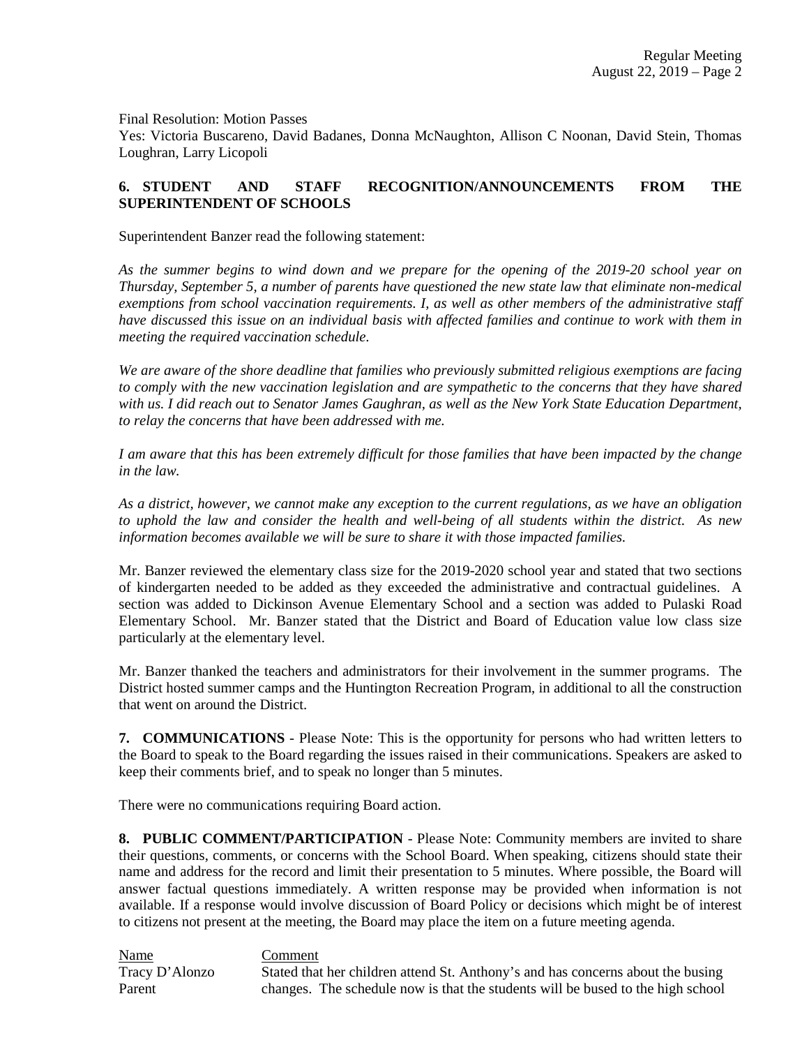Final Resolution: Motion Passes
Yes: Victoria Buscareno, David Badanes, Donna McNaughton, Allison C Noonan, David Stein, Thomas Loughran, Larry Licopoli

## 6. STUDENT AND STAFF RECOGNITION/ANNOUNCEMENTS FROM THE SUPERINTENDENT OF SCHOOLS

Superintendent Banzer read the following statement:

*As the summer begins to wind down and we prepare for the opening of the 2019-20 school year on Thursday, September 5, a number of parents have questioned the new state law that eliminate non-medical exemptions from school vaccination requirements. I, as well as other members of the administrative staff have discussed this issue on an individual basis with affected families and continue to work with them in meeting the required vaccination schedule.*

*We are aware of the shore deadline that families who previously submitted religious exemptions are facing to comply with the new vaccination legislation and are sympathetic to the concerns that they have shared with us. I did reach out to Senator James Gaughran, as well as the New York State Education Department, to relay the concerns that have been addressed with me.*

*I am aware that this has been extremely difficult for those families that have been impacted by the change in the law.*

*As a district, however, we cannot make any exception to the current regulations, as we have an obligation to uphold the law and consider the health and well-being of all students within the district. As new information becomes available we will be sure to share it with those impacted families.*

Mr. Banzer reviewed the elementary class size for the 2019-2020 school year and stated that two sections of kindergarten needed to be added as they exceeded the administrative and contractual guidelines. A section was added to Dickinson Avenue Elementary School and a section was added to Pulaski Road Elementary School. Mr. Banzer stated that the District and Board of Education value low class size particularly at the elementary level.

Mr. Banzer thanked the teachers and administrators for their involvement in the summer programs. The District hosted summer camps and the Huntington Recreation Program, in additional to all the construction that went on around the District.

**7. COMMUNICATIONS** - Please Note: This is the opportunity for persons who had written letters to the Board to speak to the Board regarding the issues raised in their communications. Speakers are asked to keep their comments brief, and to speak no longer than 5 minutes.

There were no communications requiring Board action.

**8. PUBLIC COMMENT/PARTICIPATION** - Please Note: Community members are invited to share their questions, comments, or concerns with the School Board. When speaking, citizens should state their name and address for the record and limit their presentation to 5 minutes. Where possible, the Board will answer factual questions immediately. A written response may be provided when information is not available. If a response would involve discussion of Board Policy or decisions which might be of interest to citizens not present at the meeting, the Board may place the item on a future meeting agenda.

| Name | Comment |
| --- | --- |
| Tracy D'Alonzo<br>Parent | Stated that her children attend St. Anthony's and has concerns about the busing changes. The schedule now is that the students will be bused to the high school |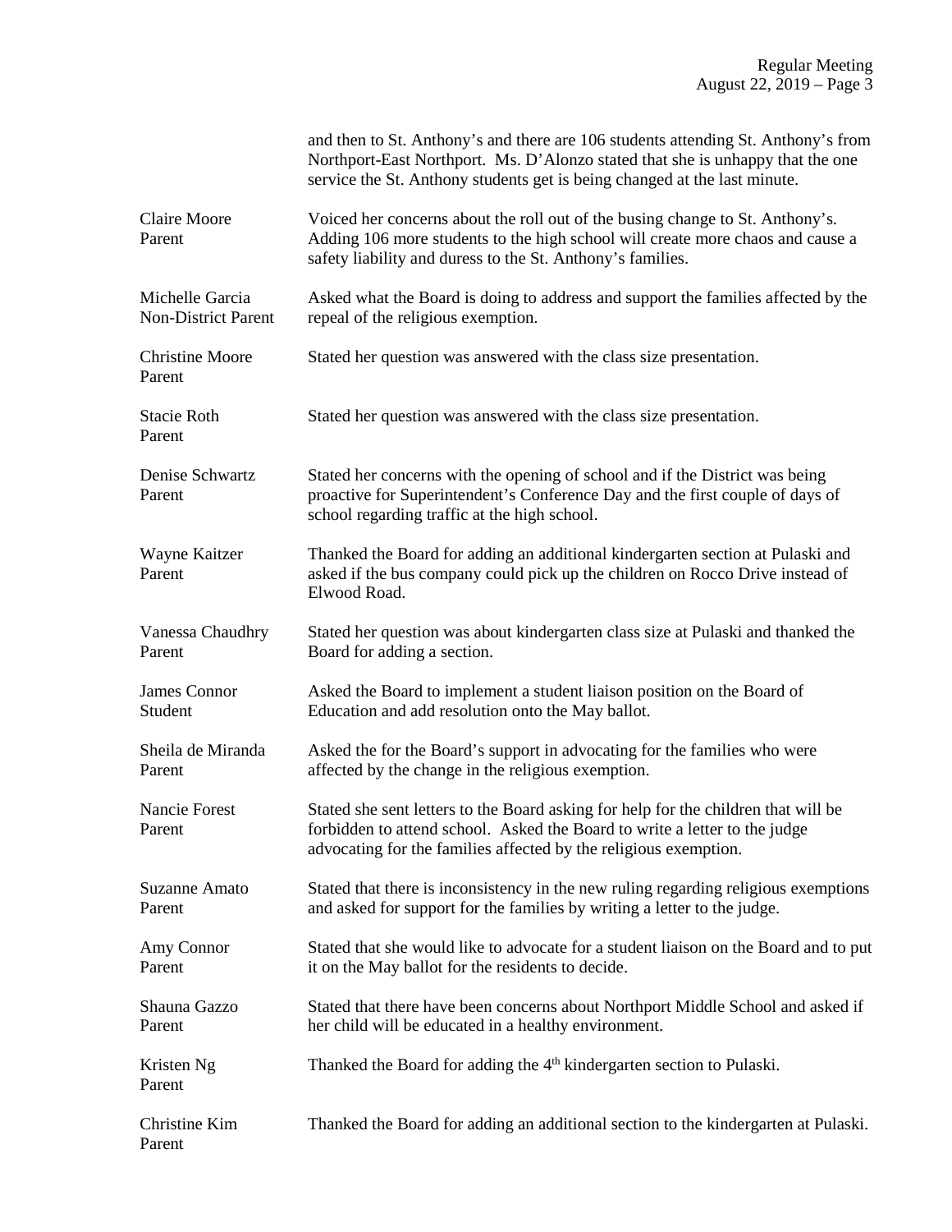and then to St. Anthony's and there are 106 students attending St. Anthony's from Northport-East Northport. Ms. D'Alonzo stated that she is unhappy that the one service the St. Anthony students get is being changed at the last minute.

| | |
|---|---|
| Claire Moore<br>Parent | Voiced her concerns about the roll out of the busing change to St. Anthony's. Adding 106 more students to the high school will create more chaos and cause a safety liability and duress to the St. Anthony's families. |
| Michelle Garcia<br>Non-District Parent | Asked what the Board is doing to address and support the families affected by the repeal of the religious exemption. |
| Christine Moore<br>Parent | Stated her question was answered with the class size presentation. |
| Stacie Roth<br>Parent | Stated her question was answered with the class size presentation. |
| Denise Schwartz<br>Parent | Stated her concerns with the opening of school and if the District was being proactive for Superintendent's Conference Day and the first couple of days of school regarding traffic at the high school. |
| Wayne Kaitzer<br>Parent | Thanked the Board for adding an additional kindergarten section at Pulaski and asked if the bus company could pick up the children on Rocco Drive instead of Elwood Road. |
| Vanessa Chaudhry<br>Parent | Stated her question was about kindergarten class size at Pulaski and thanked the Board for adding a section. |
| James Connor<br>Student | Asked the Board to implement a student liaison position on the Board of Education and add resolution onto the May ballot. |
| Sheila de Miranda<br>Parent | Asked the for the Board's support in advocating for the families who were affected by the change in the religious exemption. |
| Nancie Forest<br>Parent | Stated she sent letters to the Board asking for help for the children that will be forbidden to attend school. Asked the Board to write a letter to the judge advocating for the families affected by the religious exemption. |
| Suzanne Amato<br>Parent | Stated that there is inconsistency in the new ruling regarding religious exemptions and asked for support for the families by writing a letter to the judge. |
| Amy Connor<br>Parent | Stated that she would like to advocate for a student liaison on the Board and to put it on the May ballot for the residents to decide. |
| Shauna Gazzo<br>Parent | Stated that there have been concerns about Northport Middle School and asked if her child will be educated in a healthy environment. |
| Kristen Ng<br>Parent | Thanked the Board for adding the 4th kindergarten section to Pulaski. |
| Christine Kim<br>Parent | Thanked the Board for adding an additional section to the kindergarten at Pulaski. |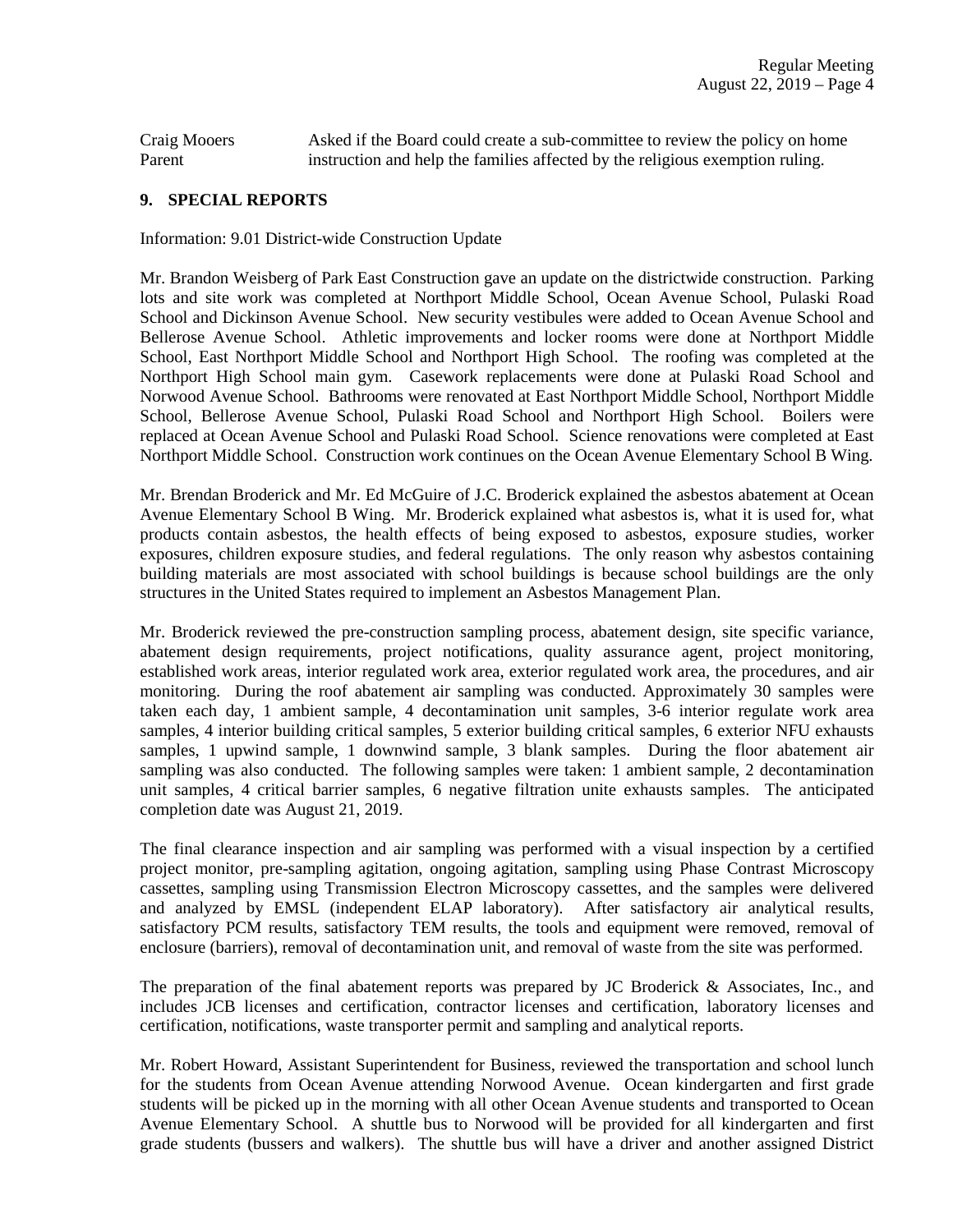| | |
|---|---|
| Craig Mooers<br>Parent | Asked if the Board could create a sub-committee to review the policy on home instruction and help the families affected by the religious exemption ruling. |

**9. SPECIAL REPORTS**

Information: 9.01 District-wide Construction Update

Mr. Brandon Weisberg of Park East Construction gave an update on the districtwide construction. Parking lots and site work was completed at Northport Middle School, Ocean Avenue School, Pulaski Road School and Dickinson Avenue School. New security vestibules were added to Ocean Avenue School and Bellerose Avenue School. Athletic improvements and locker rooms were done at Northport Middle School, East Northport Middle School and Northport High School. The roofing was completed at the Northport High School main gym. Casework replacements were done at Pulaski Road School and Norwood Avenue School. Bathrooms were renovated at East Northport Middle School, Northport Middle School, Bellerose Avenue School, Pulaski Road School and Northport High School. Boilers were replaced at Ocean Avenue School and Pulaski Road School. Science renovations were completed at East Northport Middle School. Construction work continues on the Ocean Avenue Elementary School B Wing.

Mr. Brendan Broderick and Mr. Ed McGuire of J.C. Broderick explained the asbestos abatement at Ocean Avenue Elementary School B Wing. Mr. Broderick explained what asbestos is, what it is used for, what products contain asbestos, the health effects of being exposed to asbestos, exposure studies, worker exposures, children exposure studies, and federal regulations. The only reason why asbestos containing building materials are most associated with school buildings is because school buildings are the only structures in the United States required to implement an Asbestos Management Plan.

Mr. Broderick reviewed the pre-construction sampling process, abatement design, site specific variance, abatement design requirements, project notifications, quality assurance agent, project monitoring, established work areas, interior regulated work area, exterior regulated work area, the procedures, and air monitoring. During the roof abatement air sampling was conducted. Approximately 30 samples were taken each day, 1 ambient sample, 4 decontamination unit samples, 3-6 interior regulate work area samples, 4 interior building critical samples, 5 exterior building critical samples, 6 exterior NFU exhausts samples, 1 upwind sample, 1 downwind sample, 3 blank samples. During the floor abatement air sampling was also conducted. The following samples were taken: 1 ambient sample, 2 decontamination unit samples, 4 critical barrier samples, 6 negative filtration unite exhausts samples. The anticipated completion date was August 21, 2019.

The final clearance inspection and air sampling was performed with a visual inspection by a certified project monitor, pre-sampling agitation, ongoing agitation, sampling using Phase Contrast Microscopy cassettes, sampling using Transmission Electron Microscopy cassettes, and the samples were delivered and analyzed by EMSL (independent ELAP laboratory). After satisfactory air analytical results, satisfactory PCM results, satisfactory TEM results, the tools and equipment were removed, removal of enclosure (barriers), removal of decontamination unit, and removal of waste from the site was performed.

The preparation of the final abatement reports was prepared by JC Broderick & Associates, Inc., and includes JCB licenses and certification, contractor licenses and certification, laboratory licenses and certification, notifications, waste transporter permit and sampling and analytical reports.

Mr. Robert Howard, Assistant Superintendent for Business, reviewed the transportation and school lunch for the students from Ocean Avenue attending Norwood Avenue. Ocean kindergarten and first grade students will be picked up in the morning with all other Ocean Avenue students and transported to Ocean Avenue Elementary School. A shuttle bus to Norwood will be provided for all kindergarten and first grade students (bussers and walkers). The shuttle bus will have a driver and another assigned District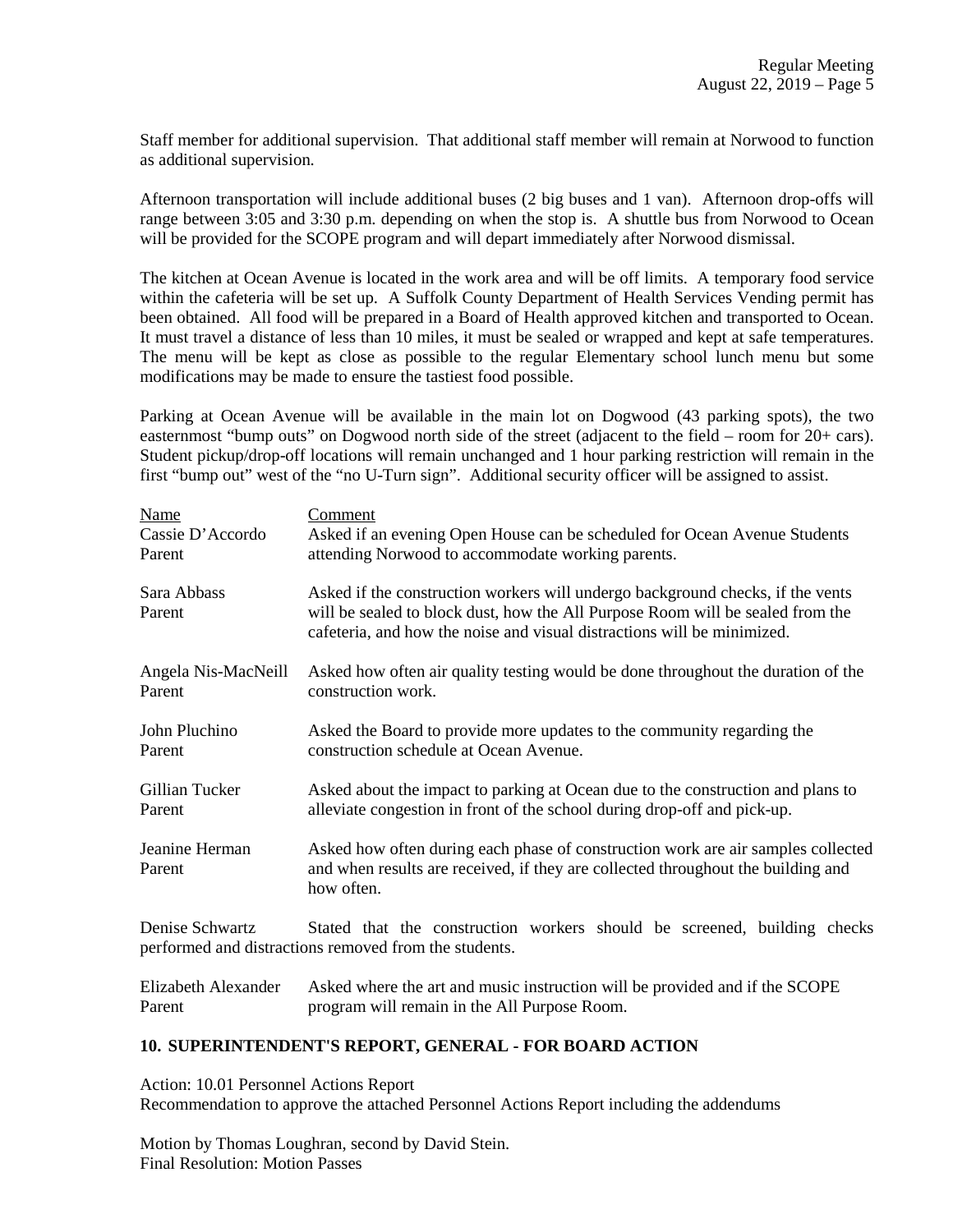Staff member for additional supervision. That additional staff member will remain at Norwood to function as additional supervision.

Afternoon transportation will include additional buses (2 big buses and 1 van). Afternoon drop-offs will range between 3:05 and 3:30 p.m. depending on when the stop is. A shuttle bus from Norwood to Ocean will be provided for the SCOPE program and will depart immediately after Norwood dismissal.

The kitchen at Ocean Avenue is located in the work area and will be off limits. A temporary food service within the cafeteria will be set up. A Suffolk County Department of Health Services Vending permit has been obtained. All food will be prepared in a Board of Health approved kitchen and transported to Ocean. It must travel a distance of less than 10 miles, it must be sealed or wrapped and kept at safe temperatures. The menu will be kept as close as possible to the regular Elementary school lunch menu but some modifications may be made to ensure the tastiest food possible.

Parking at Ocean Avenue will be available in the main lot on Dogwood (43 parking spots), the two easternmost "bump outs" on Dogwood north side of the street (adjacent to the field – room for 20+ cars). Student pickup/drop-off locations will remain unchanged and 1 hour parking restriction will remain in the first "bump out" west of the "no U-Turn sign". Additional security officer will be assigned to assist.

| Name | Comment |
|---|---|
| Cassie D'Accordo<br>Parent | Asked if an evening Open House can be scheduled for Ocean Avenue Students attending Norwood to accommodate working parents. |
| Sara Abbass<br>Parent | Asked if the construction workers will undergo background checks, if the vents will be sealed to block dust, how the All Purpose Room will be sealed from the cafeteria, and how the noise and visual distractions will be minimized. |
| Angela Nis-MacNeill<br>Parent | Asked how often air quality testing would be done throughout the duration of the construction work. |
| John Pluchino<br>Parent | Asked the Board to provide more updates to the community regarding the construction schedule at Ocean Avenue. |
| Gillian Tucker<br>Parent | Asked about the impact to parking at Ocean due to the construction and plans to alleviate congestion in front of the school during drop-off and pick-up. |
| Jeanine Herman<br>Parent | Asked how often during each phase of construction work are air samples collected and when results are received, if they are collected throughout the building and how often. |
| Denise Schwartz | Stated that the construction workers should be screened, building checks performed and distractions removed from the students. |
| Elizabeth Alexander<br>Parent | Asked where the art and music instruction will be provided and if the SCOPE program will remain in the All Purpose Room. |

## 10. SUPERINTENDENT'S REPORT, GENERAL - FOR BOARD ACTION

Action: 10.01 Personnel Actions Report
Recommendation to approve the attached Personnel Actions Report including the addendums

Motion by Thomas Loughran, second by David Stein.
Final Resolution: Motion Passes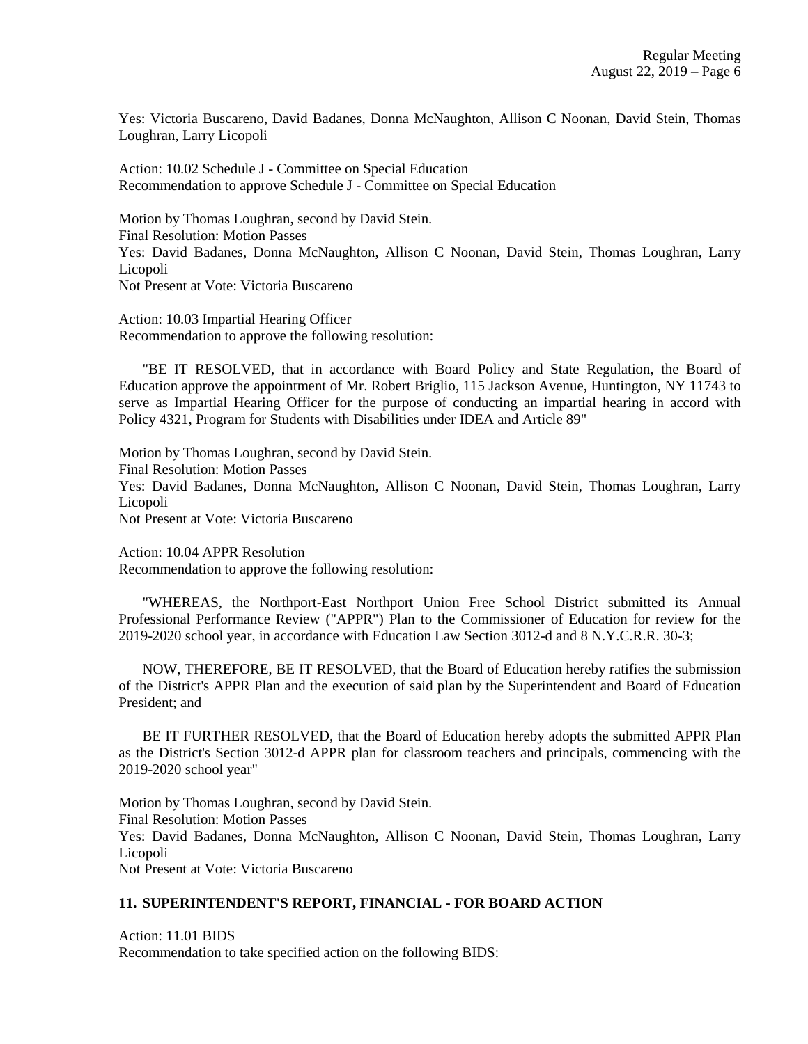Yes: Victoria Buscareno, David Badanes, Donna McNaughton, Allison C Noonan, David Stein, Thomas Loughran, Larry Licopoli

Action: 10.02 Schedule J - Committee on Special Education
Recommendation to approve Schedule J - Committee on Special Education

Motion by Thomas Loughran, second by David Stein.
Final Resolution: Motion Passes
Yes: David Badanes, Donna McNaughton, Allison C Noonan, David Stein, Thomas Loughran, Larry Licopoli
Not Present at Vote: Victoria Buscareno

Action: 10.03 Impartial Hearing Officer
Recommendation to approve the following resolution:

"BE IT RESOLVED, that in accordance with Board Policy and State Regulation, the Board of Education approve the appointment of Mr. Robert Briglio, 115 Jackson Avenue, Huntington, NY 11743 to serve as Impartial Hearing Officer for the purpose of conducting an impartial hearing in accord with Policy 4321, Program for Students with Disabilities under IDEA and Article 89"

Motion by Thomas Loughran, second by David Stein.
Final Resolution: Motion Passes
Yes: David Badanes, Donna McNaughton, Allison C Noonan, David Stein, Thomas Loughran, Larry Licopoli
Not Present at Vote: Victoria Buscareno

Action: 10.04 APPR Resolution
Recommendation to approve the following resolution:

"WHEREAS, the Northport-East Northport Union Free School District submitted its Annual Professional Performance Review ("APPR") Plan to the Commissioner of Education for review for the 2019-2020 school year, in accordance with Education Law Section 3012-d and 8 N.Y.C.R.R. 30-3;

NOW, THEREFORE, BE IT RESOLVED, that the Board of Education hereby ratifies the submission of the District's APPR Plan and the execution of said plan by the Superintendent and Board of Education President; and

BE IT FURTHER RESOLVED, that the Board of Education hereby adopts the submitted APPR Plan as the District's Section 3012-d APPR plan for classroom teachers and principals, commencing with the 2019-2020 school year"

Motion by Thomas Loughran, second by David Stein.
Final Resolution: Motion Passes
Yes: David Badanes, Donna McNaughton, Allison C Noonan, David Stein, Thomas Loughran, Larry Licopoli
Not Present at Vote: Victoria Buscareno

## 11. SUPERINTENDENT'S REPORT, FINANCIAL - FOR BOARD ACTION

Action: 11.01 BIDS
Recommendation to take specified action on the following BIDS: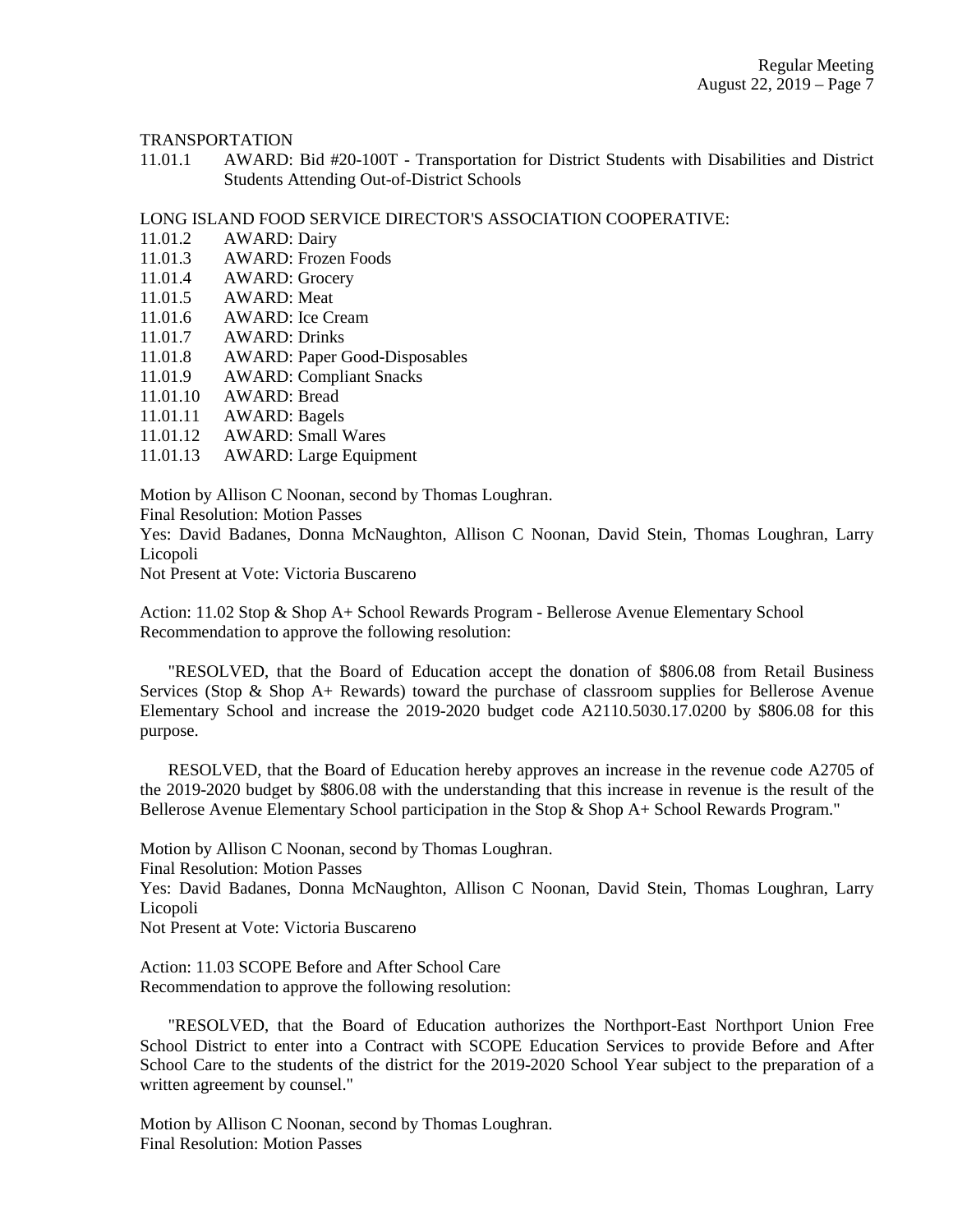TRANSPORTATION

11.01.1 AWARD: Bid #20-100T - Transportation for District Students with Disabilities and District Students Attending Out-of-District Schools

LONG ISLAND FOOD SERVICE DIRECTOR'S ASSOCIATION COOPERATIVE:

11.01.2 AWARD: Dairy
11.01.3 AWARD: Frozen Foods
11.01.4 AWARD: Grocery
11.01.5 AWARD: Meat
11.01.6 AWARD: Ice Cream
11.01.7 AWARD: Drinks
11.01.8 AWARD: Paper Good-Disposables
11.01.9 AWARD: Compliant Snacks
11.01.10 AWARD: Bread
11.01.11 AWARD: Bagels
11.01.12 AWARD: Small Wares
11.01.13 AWARD: Large Equipment

Motion by Allison C Noonan, second by Thomas Loughran.
Final Resolution: Motion Passes
Yes: David Badanes, Donna McNaughton, Allison C Noonan, David Stein, Thomas Loughran, Larry Licopoli
Not Present at Vote: Victoria Buscareno

Action: 11.02 Stop & Shop A+ School Rewards Program - Bellerose Avenue Elementary School
Recommendation to approve the following resolution:

"RESOLVED, that the Board of Education accept the donation of $806.08 from Retail Business Services (Stop & Shop A+ Rewards) toward the purchase of classroom supplies for Bellerose Avenue Elementary School and increase the 2019-2020 budget code A2110.5030.17.0200 by $806.08 for this purpose.

RESOLVED, that the Board of Education hereby approves an increase in the revenue code A2705 of the 2019-2020 budget by $806.08 with the understanding that this increase in revenue is the result of the Bellerose Avenue Elementary School participation in the Stop & Shop A+ School Rewards Program."

Motion by Allison C Noonan, second by Thomas Loughran.
Final Resolution: Motion Passes
Yes: David Badanes, Donna McNaughton, Allison C Noonan, David Stein, Thomas Loughran, Larry Licopoli
Not Present at Vote: Victoria Buscareno

Action: 11.03 SCOPE Before and After School Care
Recommendation to approve the following resolution:

"RESOLVED, that the Board of Education authorizes the Northport-East Northport Union Free School District to enter into a Contract with SCOPE Education Services to provide Before and After School Care to the students of the district for the 2019-2020 School Year subject to the preparation of a written agreement by counsel."

Motion by Allison C Noonan, second by Thomas Loughran.
Final Resolution: Motion Passes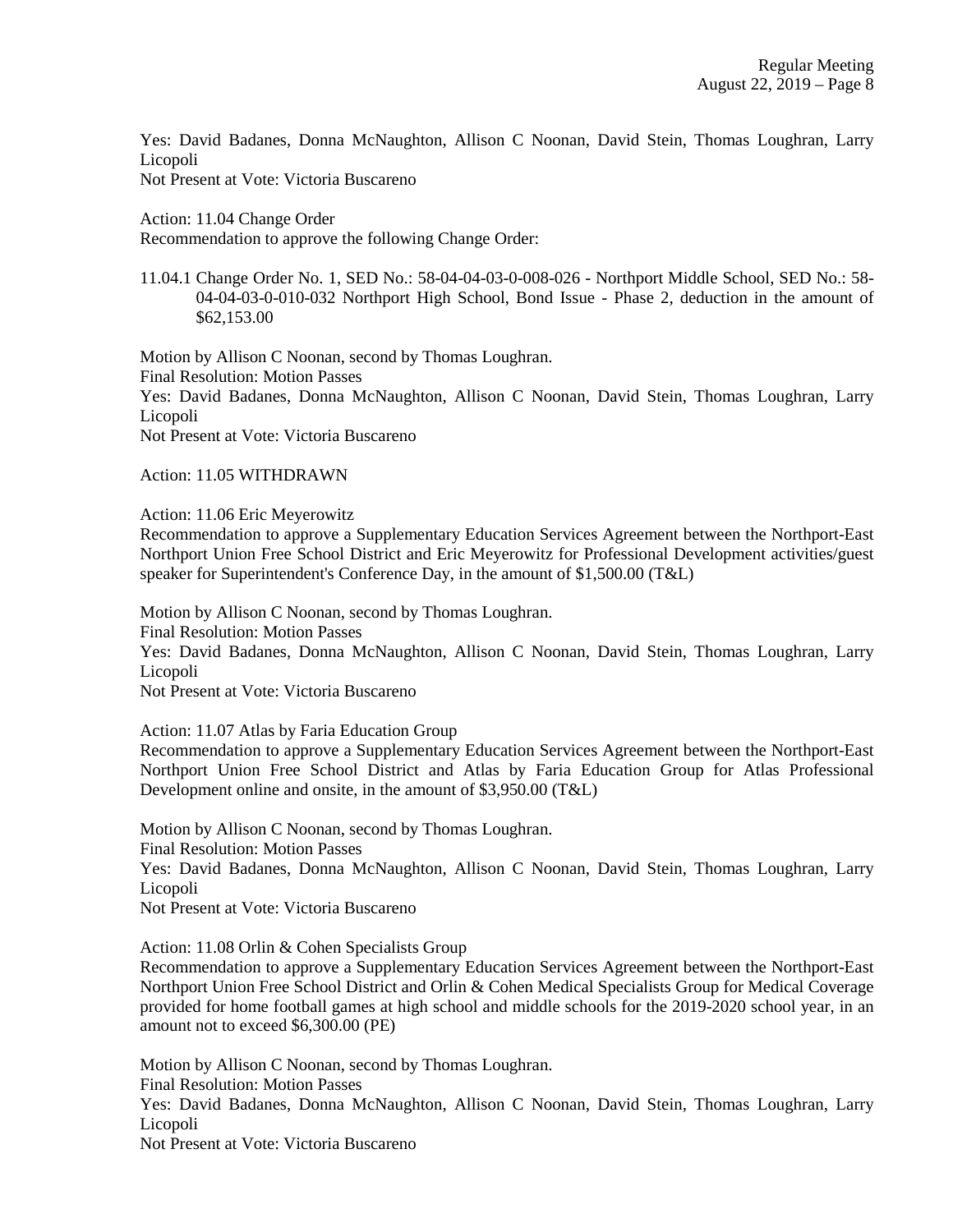Yes: David Badanes, Donna McNaughton, Allison C Noonan, David Stein, Thomas Loughran, Larry Licopoli
Not Present at Vote: Victoria Buscareno

Action: 11.04 Change Order
Recommendation to approve the following Change Order:

11.04.1 Change Order No. 1, SED No.: 58-04-04-03-0-008-026 - Northport Middle School, SED No.: 58-04-04-03-0-010-032 Northport High School, Bond Issue - Phase 2, deduction in the amount of $62,153.00

Motion by Allison C Noonan, second by Thomas Loughran.
Final Resolution: Motion Passes
Yes: David Badanes, Donna McNaughton, Allison C Noonan, David Stein, Thomas Loughran, Larry Licopoli
Not Present at Vote: Victoria Buscareno

Action: 11.05 WITHDRAWN

Action: 11.06 Eric Meyerowitz
Recommendation to approve a Supplementary Education Services Agreement between the Northport-East Northport Union Free School District and Eric Meyerowitz for Professional Development activities/guest speaker for Superintendent's Conference Day, in the amount of $1,500.00 (T&L)

Motion by Allison C Noonan, second by Thomas Loughran.
Final Resolution: Motion Passes
Yes: David Badanes, Donna McNaughton, Allison C Noonan, David Stein, Thomas Loughran, Larry Licopoli
Not Present at Vote: Victoria Buscareno

Action: 11.07 Atlas by Faria Education Group
Recommendation to approve a Supplementary Education Services Agreement between the Northport-East Northport Union Free School District and Atlas by Faria Education Group for Atlas Professional Development online and onsite, in the amount of $3,950.00 (T&L)

Motion by Allison C Noonan, second by Thomas Loughran.
Final Resolution: Motion Passes
Yes: David Badanes, Donna McNaughton, Allison C Noonan, David Stein, Thomas Loughran, Larry Licopoli
Not Present at Vote: Victoria Buscareno

Action: 11.08 Orlin & Cohen Specialists Group
Recommendation to approve a Supplementary Education Services Agreement between the Northport-East Northport Union Free School District and Orlin & Cohen Medical Specialists Group for Medical Coverage provided for home football games at high school and middle schools for the 2019-2020 school year, in an amount not to exceed $6,300.00 (PE)

Motion by Allison C Noonan, second by Thomas Loughran.
Final Resolution: Motion Passes
Yes: David Badanes, Donna McNaughton, Allison C Noonan, David Stein, Thomas Loughran, Larry Licopoli
Not Present at Vote: Victoria Buscareno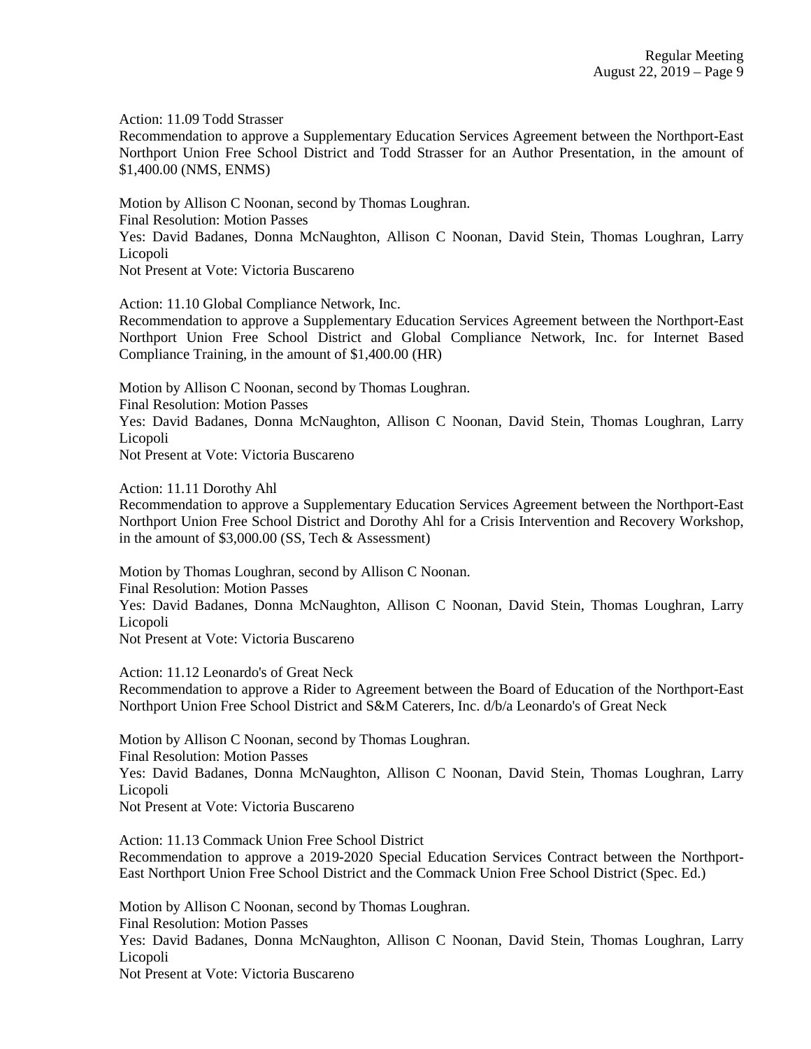Action: 11.09 Todd Strasser

Recommendation to approve a Supplementary Education Services Agreement between the Northport-East Northport Union Free School District and Todd Strasser for an Author Presentation, in the amount of $1,400.00 (NMS, ENMS)

Motion by Allison C Noonan, second by Thomas Loughran.
Final Resolution: Motion Passes
Yes: David Badanes, Donna McNaughton, Allison C Noonan, David Stein, Thomas Loughran, Larry Licopoli
Not Present at Vote: Victoria Buscareno

Action: 11.10 Global Compliance Network, Inc.

Recommendation to approve a Supplementary Education Services Agreement between the Northport-East Northport Union Free School District and Global Compliance Network, Inc. for Internet Based Compliance Training, in the amount of $1,400.00 (HR)

Motion by Allison C Noonan, second by Thomas Loughran.
Final Resolution: Motion Passes
Yes: David Badanes, Donna McNaughton, Allison C Noonan, David Stein, Thomas Loughran, Larry Licopoli
Not Present at Vote: Victoria Buscareno

Action: 11.11 Dorothy Ahl

Recommendation to approve a Supplementary Education Services Agreement between the Northport-East Northport Union Free School District and Dorothy Ahl for a Crisis Intervention and Recovery Workshop, in the amount of $3,000.00 (SS, Tech & Assessment)

Motion by Thomas Loughran, second by Allison C Noonan.
Final Resolution: Motion Passes
Yes: David Badanes, Donna McNaughton, Allison C Noonan, David Stein, Thomas Loughran, Larry Licopoli
Not Present at Vote: Victoria Buscareno

Action: 11.12 Leonardo's of Great Neck

Recommendation to approve a Rider to Agreement between the Board of Education of the Northport-East Northport Union Free School District and S&M Caterers, Inc. d/b/a Leonardo's of Great Neck

Motion by Allison C Noonan, second by Thomas Loughran.
Final Resolution: Motion Passes
Yes: David Badanes, Donna McNaughton, Allison C Noonan, David Stein, Thomas Loughran, Larry Licopoli
Not Present at Vote: Victoria Buscareno

Action: 11.13 Commack Union Free School District

Recommendation to approve a 2019-2020 Special Education Services Contract between the Northport-East Northport Union Free School District and the Commack Union Free School District (Spec. Ed.)

Motion by Allison C Noonan, second by Thomas Loughran.
Final Resolution: Motion Passes
Yes: David Badanes, Donna McNaughton, Allison C Noonan, David Stein, Thomas Loughran, Larry Licopoli
Not Present at Vote: Victoria Buscareno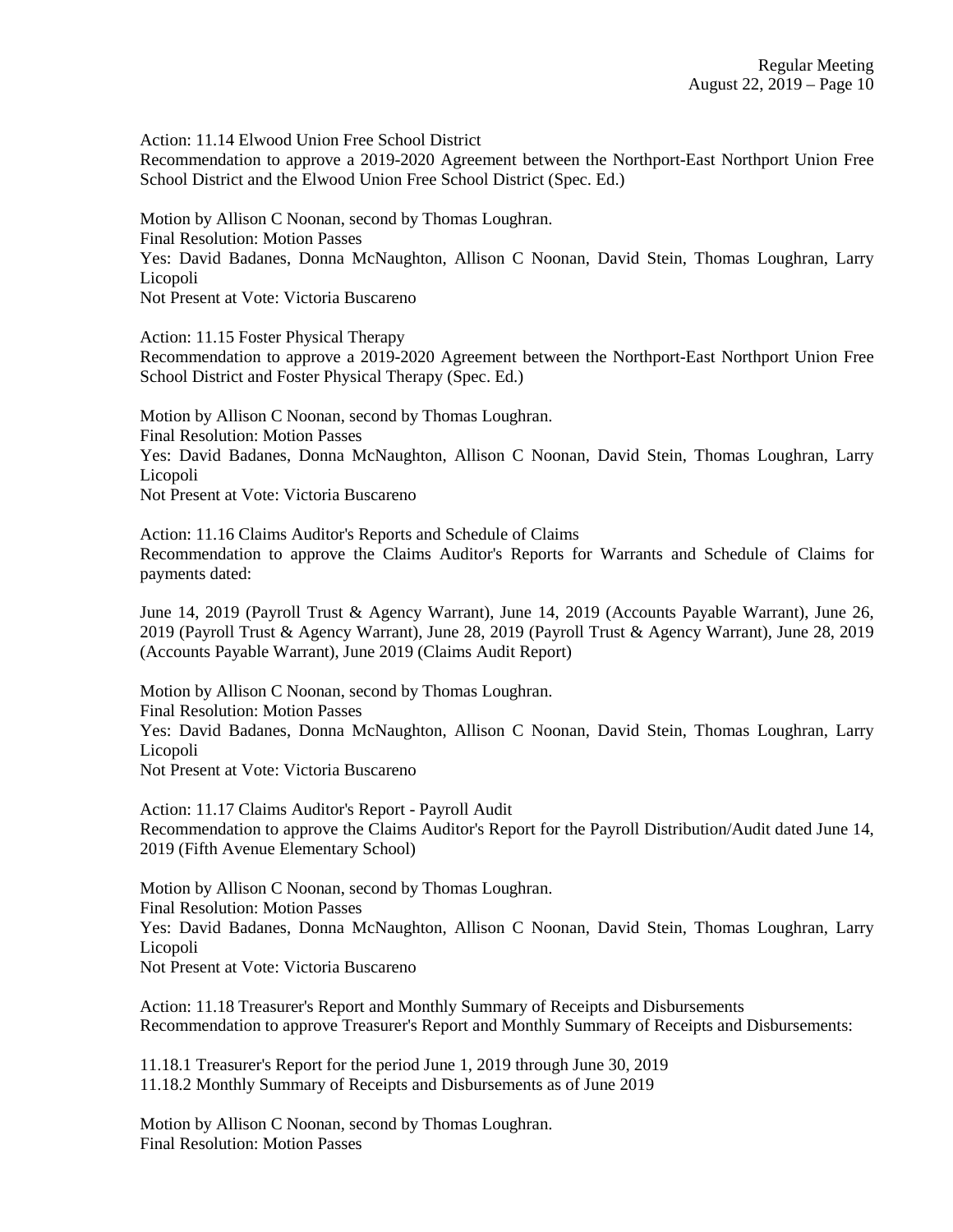Action: 11.14 Elwood Union Free School District
Recommendation to approve a 2019-2020 Agreement between the Northport-East Northport Union Free School District and the Elwood Union Free School District (Spec. Ed.)

Motion by Allison C Noonan, second by Thomas Loughran.
Final Resolution: Motion Passes
Yes: David Badanes, Donna McNaughton, Allison C Noonan, David Stein, Thomas Loughran, Larry Licopoli
Not Present at Vote: Victoria Buscareno

Action: 11.15 Foster Physical Therapy
Recommendation to approve a 2019-2020 Agreement between the Northport-East Northport Union Free School District and Foster Physical Therapy (Spec. Ed.)

Motion by Allison C Noonan, second by Thomas Loughran.
Final Resolution: Motion Passes
Yes: David Badanes, Donna McNaughton, Allison C Noonan, David Stein, Thomas Loughran, Larry Licopoli
Not Present at Vote: Victoria Buscareno

Action: 11.16 Claims Auditor's Reports and Schedule of Claims
Recommendation to approve the Claims Auditor's Reports for Warrants and Schedule of Claims for payments dated:

June 14, 2019 (Payroll Trust & Agency Warrant), June 14, 2019 (Accounts Payable Warrant), June 26, 2019 (Payroll Trust & Agency Warrant), June 28, 2019 (Payroll Trust & Agency Warrant), June 28, 2019 (Accounts Payable Warrant), June 2019 (Claims Audit Report)

Motion by Allison C Noonan, second by Thomas Loughran.
Final Resolution: Motion Passes
Yes: David Badanes, Donna McNaughton, Allison C Noonan, David Stein, Thomas Loughran, Larry Licopoli
Not Present at Vote: Victoria Buscareno

Action: 11.17 Claims Auditor's Report - Payroll Audit
Recommendation to approve the Claims Auditor's Report for the Payroll Distribution/Audit dated June 14, 2019 (Fifth Avenue Elementary School)

Motion by Allison C Noonan, second by Thomas Loughran.
Final Resolution: Motion Passes
Yes: David Badanes, Donna McNaughton, Allison C Noonan, David Stein, Thomas Loughran, Larry Licopoli
Not Present at Vote: Victoria Buscareno

Action: 11.18 Treasurer's Report and Monthly Summary of Receipts and Disbursements
Recommendation to approve Treasurer's Report and Monthly Summary of Receipts and Disbursements:

11.18.1 Treasurer's Report for the period June 1, 2019 through June 30, 2019
11.18.2 Monthly Summary of Receipts and Disbursements as of June 2019

Motion by Allison C Noonan, second by Thomas Loughran.
Final Resolution: Motion Passes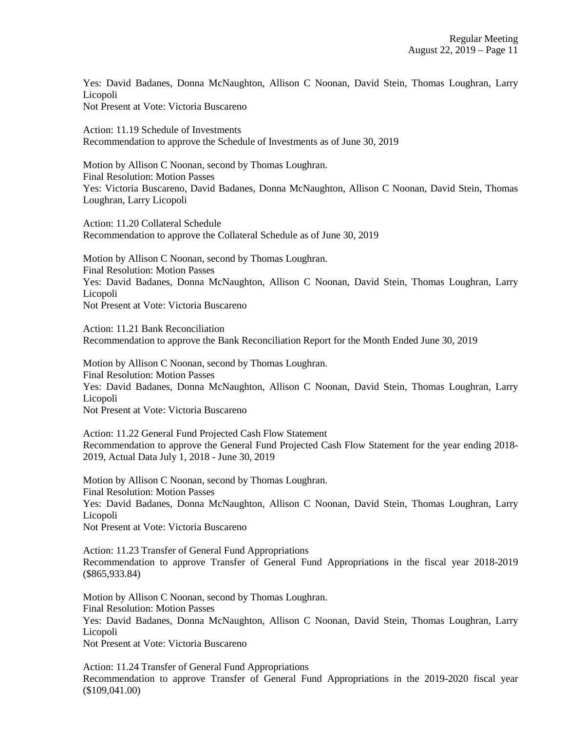Yes: David Badanes, Donna McNaughton, Allison C Noonan, David Stein, Thomas Loughran, Larry Licopoli
Not Present at Vote: Victoria Buscareno

Action: 11.19 Schedule of Investments
Recommendation to approve the Schedule of Investments as of June 30, 2019

Motion by Allison C Noonan, second by Thomas Loughran.
Final Resolution: Motion Passes
Yes: Victoria Buscareno, David Badanes, Donna McNaughton, Allison C Noonan, David Stein, Thomas Loughran, Larry Licopoli

Action: 11.20 Collateral Schedule
Recommendation to approve the Collateral Schedule as of June 30, 2019

Motion by Allison C Noonan, second by Thomas Loughran.
Final Resolution: Motion Passes
Yes: David Badanes, Donna McNaughton, Allison C Noonan, David Stein, Thomas Loughran, Larry Licopoli
Not Present at Vote: Victoria Buscareno

Action: 11.21 Bank Reconciliation
Recommendation to approve the Bank Reconciliation Report for the Month Ended June 30, 2019

Motion by Allison C Noonan, second by Thomas Loughran.
Final Resolution: Motion Passes
Yes: David Badanes, Donna McNaughton, Allison C Noonan, David Stein, Thomas Loughran, Larry Licopoli
Not Present at Vote: Victoria Buscareno

Action: 11.22 General Fund Projected Cash Flow Statement
Recommendation to approve the General Fund Projected Cash Flow Statement for the year ending 2018-2019, Actual Data July 1, 2018 - June 30, 2019

Motion by Allison C Noonan, second by Thomas Loughran.
Final Resolution: Motion Passes
Yes: David Badanes, Donna McNaughton, Allison C Noonan, David Stein, Thomas Loughran, Larry Licopoli
Not Present at Vote: Victoria Buscareno

Action: 11.23 Transfer of General Fund Appropriations
Recommendation to approve Transfer of General Fund Appropriations in the fiscal year 2018-2019 ($865,933.84)

Motion by Allison C Noonan, second by Thomas Loughran.
Final Resolution: Motion Passes
Yes: David Badanes, Donna McNaughton, Allison C Noonan, David Stein, Thomas Loughran, Larry Licopoli
Not Present at Vote: Victoria Buscareno

Action: 11.24 Transfer of General Fund Appropriations
Recommendation to approve Transfer of General Fund Appropriations in the 2019-2020 fiscal year ($109,041.00)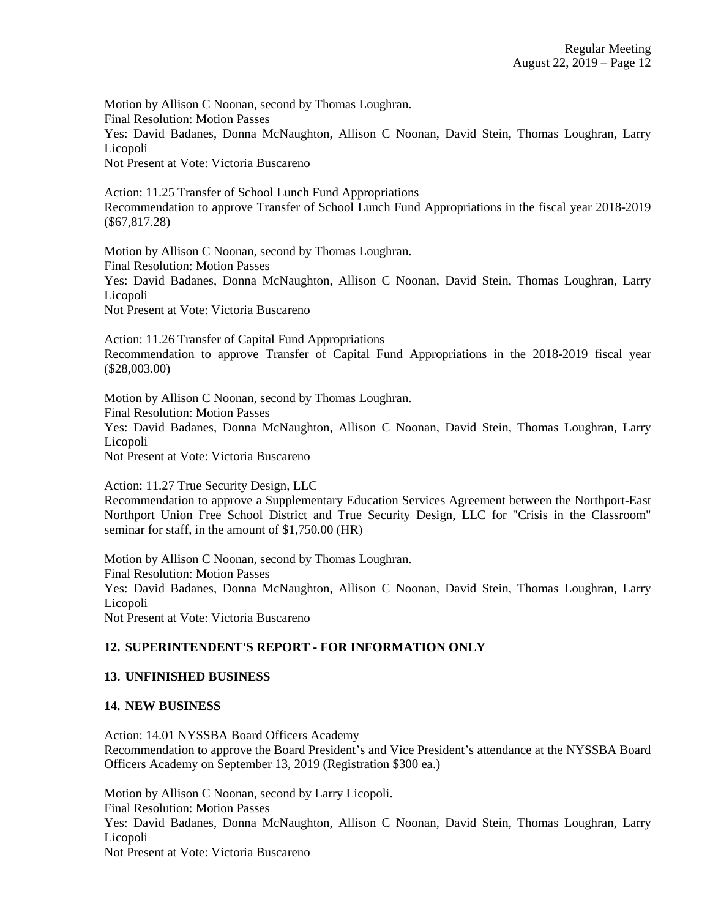Motion by Allison C Noonan, second by Thomas Loughran.
Final Resolution: Motion Passes
Yes: David Badanes, Donna McNaughton, Allison C Noonan, David Stein, Thomas Loughran, Larry Licopoli
Not Present at Vote: Victoria Buscareno

Action: 11.25 Transfer of School Lunch Fund Appropriations
Recommendation to approve Transfer of School Lunch Fund Appropriations in the fiscal year 2018-2019 ($67,817.28)

Motion by Allison C Noonan, second by Thomas Loughran.
Final Resolution: Motion Passes
Yes: David Badanes, Donna McNaughton, Allison C Noonan, David Stein, Thomas Loughran, Larry Licopoli
Not Present at Vote: Victoria Buscareno

Action: 11.26 Transfer of Capital Fund Appropriations
Recommendation to approve Transfer of Capital Fund Appropriations in the 2018-2019 fiscal year ($28,003.00)

Motion by Allison C Noonan, second by Thomas Loughran.
Final Resolution: Motion Passes
Yes: David Badanes, Donna McNaughton, Allison C Noonan, David Stein, Thomas Loughran, Larry Licopoli
Not Present at Vote: Victoria Buscareno

Action: 11.27 True Security Design, LLC
Recommendation to approve a Supplementary Education Services Agreement between the Northport-East Northport Union Free School District and True Security Design, LLC for "Crisis in the Classroom" seminar for staff, in the amount of $1,750.00 (HR)

Motion by Allison C Noonan, second by Thomas Loughran.
Final Resolution: Motion Passes
Yes: David Badanes, Donna McNaughton, Allison C Noonan, David Stein, Thomas Loughran, Larry Licopoli
Not Present at Vote: Victoria Buscareno

## 12. SUPERINTENDENT'S REPORT - FOR INFORMATION ONLY

## 13. UNFINISHED BUSINESS

## 14. NEW BUSINESS

Action: 14.01 NYSSBA Board Officers Academy
Recommendation to approve the Board President's and Vice President's attendance at the NYSSBA Board Officers Academy on September 13, 2019 (Registration $300 ea.)

Motion by Allison C Noonan, second by Larry Licopoli.
Final Resolution: Motion Passes
Yes: David Badanes, Donna McNaughton, Allison C Noonan, David Stein, Thomas Loughran, Larry Licopoli
Not Present at Vote: Victoria Buscareno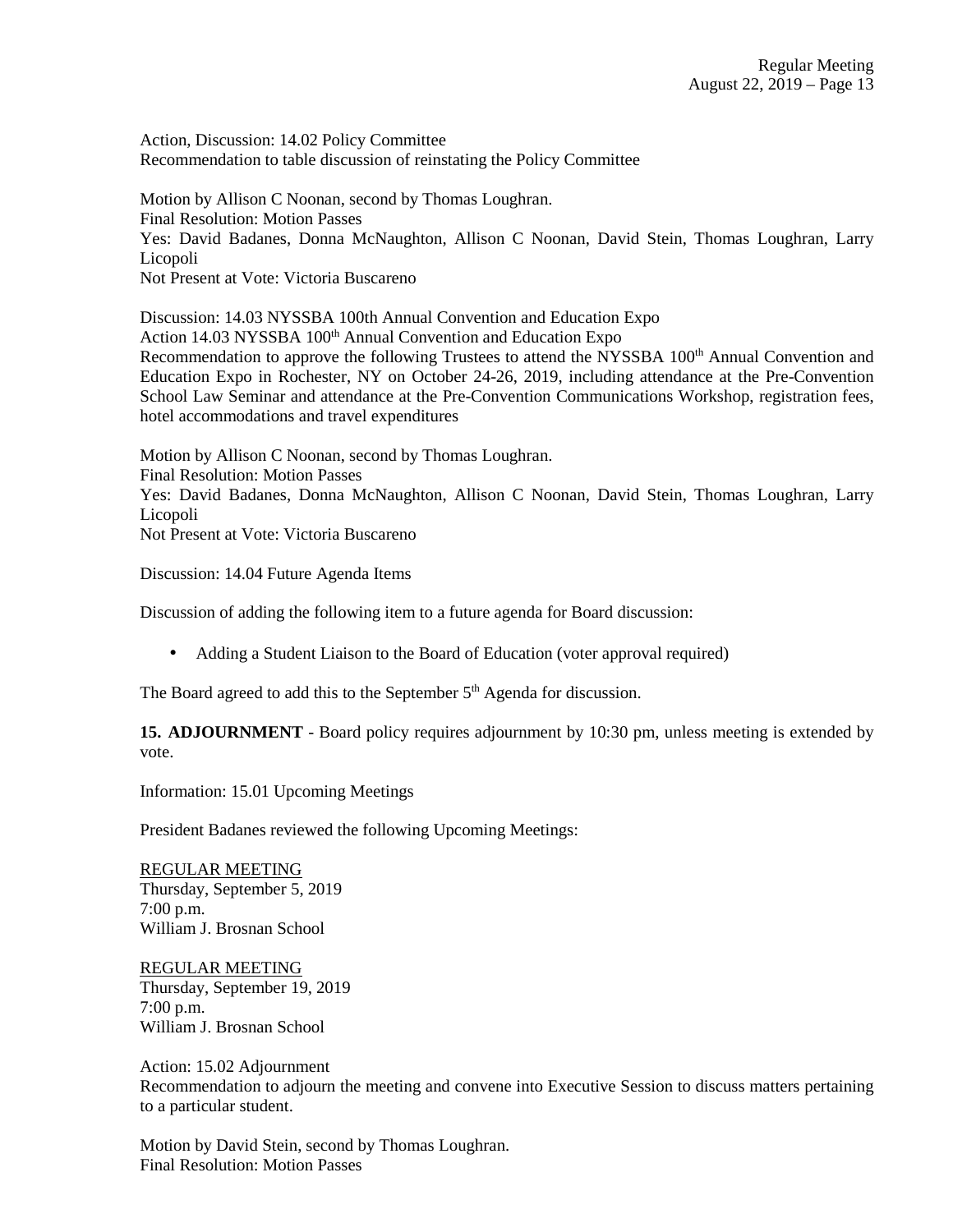Action, Discussion: 14.02 Policy Committee
Recommendation to table discussion of reinstating the Policy Committee

Motion by Allison C Noonan, second by Thomas Loughran.
Final Resolution: Motion Passes
Yes: David Badanes, Donna McNaughton, Allison C Noonan, David Stein, Thomas Loughran, Larry Licopoli
Not Present at Vote: Victoria Buscareno

Discussion: 14.03 NYSSBA 100th Annual Convention and Education Expo
Action 14.03 NYSSBA 100th Annual Convention and Education Expo
Recommendation to approve the following Trustees to attend the NYSSBA 100th Annual Convention and Education Expo in Rochester, NY on October 24-26, 2019, including attendance at the Pre-Convention School Law Seminar and attendance at the Pre-Convention Communications Workshop, registration fees, hotel accommodations and travel expenditures

Motion by Allison C Noonan, second by Thomas Loughran.
Final Resolution: Motion Passes
Yes: David Badanes, Donna McNaughton, Allison C Noonan, David Stein, Thomas Loughran, Larry Licopoli
Not Present at Vote: Victoria Buscareno

Discussion: 14.04 Future Agenda Items

Discussion of adding the following item to a future agenda for Board discussion:

- Adding a Student Liaison to the Board of Education (voter approval required)

The Board agreed to add this to the September 5th Agenda for discussion.

**15. ADJOURNMENT** - Board policy requires adjournment by 10:30 pm, unless meeting is extended by vote.

Information: 15.01 Upcoming Meetings

President Badanes reviewed the following Upcoming Meetings:

REGULAR MEETING
Thursday, September 5, 2019
7:00 p.m.
William J. Brosnan School

REGULAR MEETING
Thursday, September 19, 2019
7:00 p.m.
William J. Brosnan School

Action: 15.02 Adjournment
Recommendation to adjourn the meeting and convene into Executive Session to discuss matters pertaining to a particular student.

Motion by David Stein, second by Thomas Loughran.
Final Resolution: Motion Passes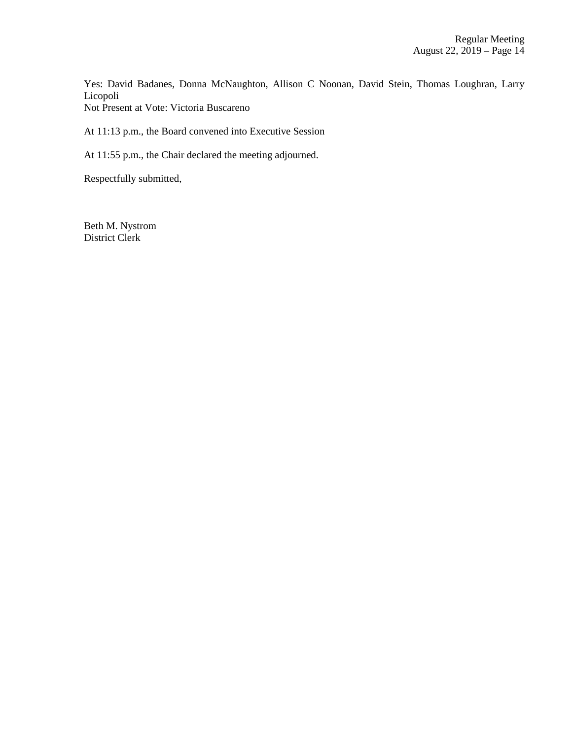Yes: David Badanes, Donna McNaughton, Allison C Noonan, David Stein, Thomas Loughran, Larry Licopoli
Not Present at Vote: Victoria Buscareno

At 11:13 p.m., the Board convened into Executive Session

At 11:55 p.m., the Chair declared the meeting adjourned.

Respectfully submitted,

Beth M. Nystrom
District Clerk